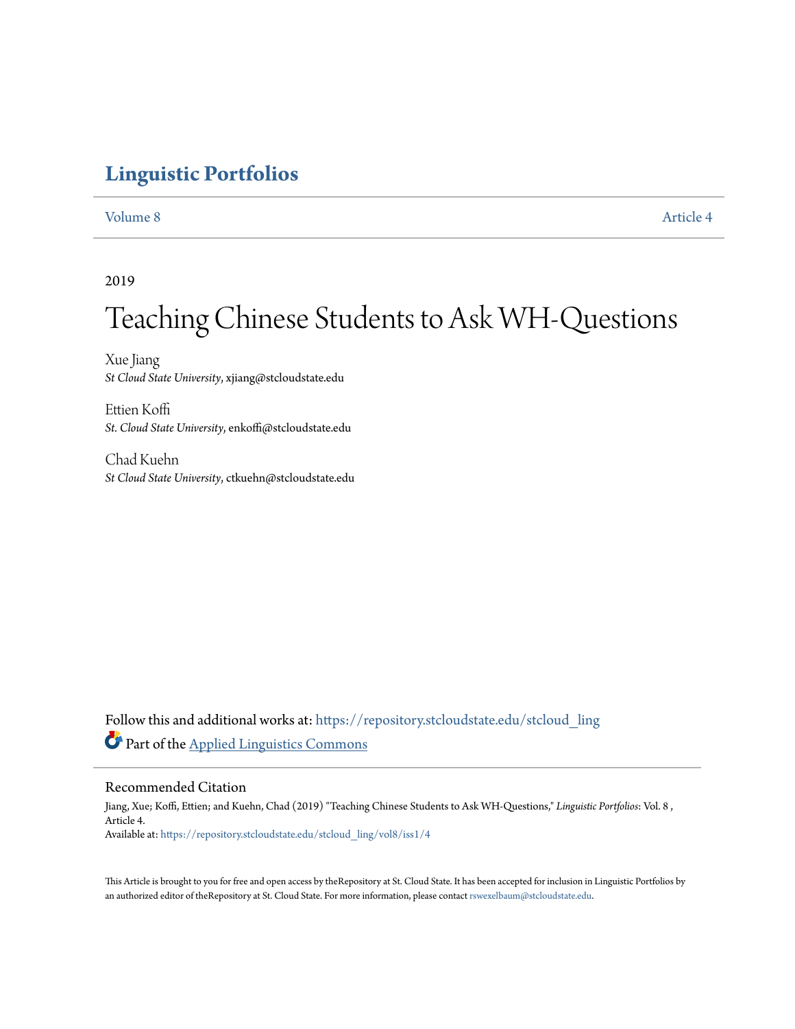# Linguistic Portfolios

Volume 8 Article 4

2019

# Teaching Chinese Students to Ask WH-Questions

Xue Jiang
*St Cloud State University*, xjiang@stcloudstate.edu

Ettien Koffi
*St. Cloud State University*, enkoffi@stcloudstate.edu

Chad Kuehn
*St Cloud State University*, ctkuehn@stcloudstate.edu

Follow this and additional works at: https://repository.stcloudstate.edu/stcloud_ling

Part of the Applied Linguistics Commons

## Recommended Citation

Jiang, Xue; Koffi, Ettien; and Kuehn, Chad (2019) "Teaching Chinese Students to Ask WH-Questions," *Linguistic Portfolios*: Vol. 8 , Article 4.
Available at: https://repository.stcloudstate.edu/stcloud_ling/vol8/iss1/4

This Article is brought to you for free and open access by theRepository at St. Cloud State. It has been accepted for inclusion in Linguistic Portfolios by an authorized editor of theRepository at St. Cloud State. For more information, please contact rswexelbaum@stcloudstate.edu.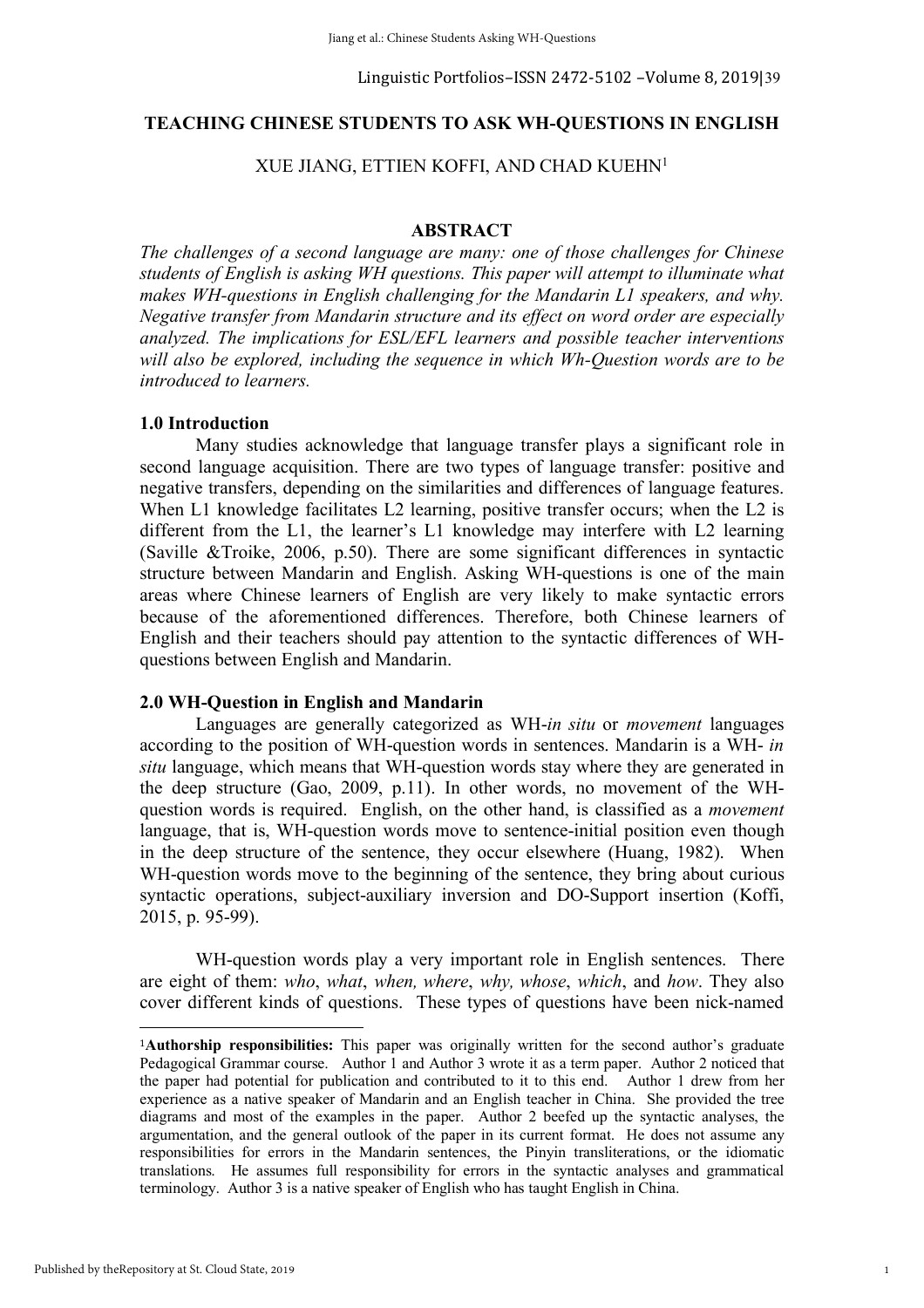# TEACHING CHINESE STUDENTS TO ASK WH-QUESTIONS IN ENGLISH

XUE JIANG, ETTIEN KOFFI, AND CHAD KUEHN[1]

## ABSTRACT

*The challenges of a second language are many: one of those challenges for Chinese students of English is asking WH questions. This paper will attempt to illuminate what makes WH-questions in English challenging for the Mandarin L1 speakers, and why. Negative transfer from Mandarin structure and its effect on word order are especially analyzed. The implications for ESL/EFL learners and possible teacher interventions will also be explored, including the sequence in which Wh-Question words are to be introduced to learners.*

### 1.0 Introduction

Many studies acknowledge that language transfer plays a significant role in second language acquisition. There are two types of language transfer: positive and negative transfers, depending on the similarities and differences of language features. When L1 knowledge facilitates L2 learning, positive transfer occurs; when the L2 is different from the L1, the learner's L1 knowledge may interfere with L2 learning (Saville &Troike, 2006, p.50). There are some significant differences in syntactic structure between Mandarin and English. Asking WH-questions is one of the main areas where Chinese learners of English are very likely to make syntactic errors because of the aforementioned differences. Therefore, both Chinese learners of English and their teachers should pay attention to the syntactic differences of WH-questions between English and Mandarin.

### 2.0 WH-Question in English and Mandarin

Languages are generally categorized as WH-*in situ* or *movement* languages according to the position of WH-question words in sentences. Mandarin is a WH- *in situ* language, which means that WH-question words stay where they are generated in the deep structure (Gao, 2009, p.11). In other words, no movement of the WH-question words is required. English, on the other hand, is classified as a *movement* language, that is, WH-question words move to sentence-initial position even though in the deep structure of the sentence, they occur elsewhere (Huang, 1982). When WH-question words move to the beginning of the sentence, they bring about curious syntactic operations, subject-auxiliary inversion and DO-Support insertion (Koffi, 2015, p. 95-99).

WH-question words play a very important role in English sentences. There are eight of them: *who*, *what*, *when, where*, *why, whose*, *which*, and *how*. They also cover different kinds of questions. These types of questions have been nick-named

---

[1]**Authorship responsibilities:** This paper was originally written for the second author's graduate Pedagogical Grammar course. Author 1 and Author 3 wrote it as a term paper. Author 2 noticed that the paper had potential for publication and contributed to it to this end. Author 1 drew from her experience as a native speaker of Mandarin and an English teacher in China. She provided the tree diagrams and most of the examples in the paper. Author 2 beefed up the syntactic analyses, the argumentation, and the general outlook of the paper in its current format. He does not assume any responsibilities for errors in the Mandarin sentences, the Pinyin transliterations, or the idiomatic translations. He assumes full responsibility for errors in the syntactic analyses and grammatical terminology. Author 3 is a native speaker of English who has taught English in China.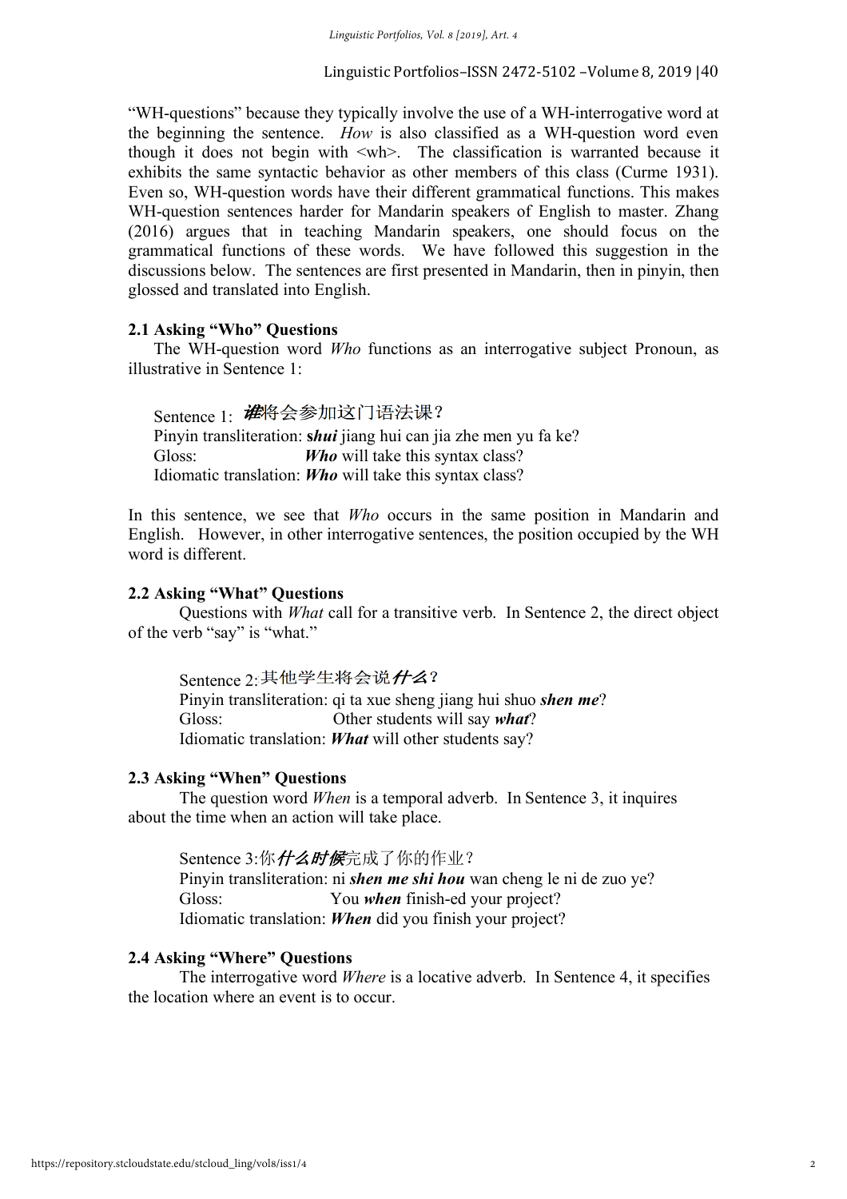"WH-questions" because they typically involve the use of a WH-interrogative word at the beginning the sentence. *How* is also classified as a WH-question word even though it does not begin with <wh>. The classification is warranted because it exhibits the same syntactic behavior as other members of this class (Curme 1931). Even so, WH-question words have their different grammatical functions. This makes WH-question sentences harder for Mandarin speakers of English to master. Zhang (2016) argues that in teaching Mandarin speakers, one should focus on the grammatical functions of these words. We have followed this suggestion in the discussions below. The sentences are first presented in Mandarin, then in pinyin, then glossed and translated into English.

### 2.1 Asking "Who" Questions

The WH-question word *Who* functions as an interrogative subject Pronoun, as illustrative in Sentence 1:

> Sentence 1: ***谁***将会参加这门语法课？
> Pinyin transliteration: **shui** jiang hui can jia zhe men yu fa ke?
> Gloss: ***Who*** will take this syntax class?
> Idiomatic translation: ***Who*** will take this syntax class?

In this sentence, we see that *Who* occurs in the same position in Mandarin and English. However, in other interrogative sentences, the position occupied by the WH word is different.

### 2.2 Asking "What" Questions

Questions with *What* call for a transitive verb. In Sentence 2, the direct object of the verb "say" is "what."

> Sentence 2:其他学生将会说***什么***？
> Pinyin transliteration: qi ta xue sheng jiang hui shuo ***shen me***?
> Gloss: Other students will say ***what***?
> Idiomatic translation: ***What*** will other students say?

### 2.3 Asking "When" Questions

The question word *When* is a temporal adverb. In Sentence 3, it inquires about the time when an action will take place.

> Sentence 3:你***什么时候***完成了你的作业？
> Pinyin transliteration: ni ***shen me shi hou*** wan cheng le ni de zuo ye?
> Gloss: You ***when*** finish-ed your project?
> Idiomatic translation: ***When*** did you finish your project?

### 2.4 Asking "Where" Questions

The interrogative word *Where* is a locative adverb. In Sentence 4, it specifies the location where an event is to occur.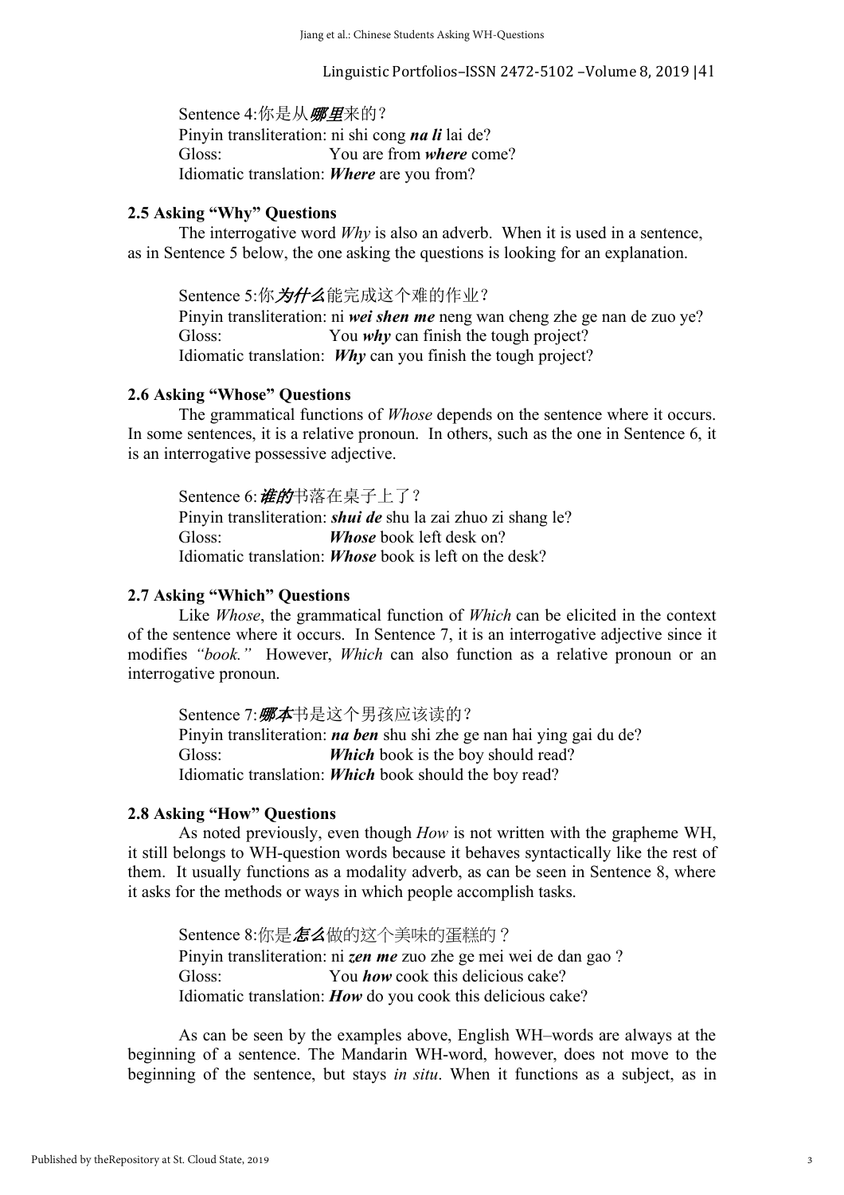Sentence 4:你是从***哪里***来的？
Pinyin transliteration: ni shi cong ***na li*** lai de?
Gloss: You are from ***where*** come?
Idiomatic translation: ***Where*** are you from?

### 2.5 Asking "Why" Questions

The interrogative word *Why* is also an adverb. When it is used in a sentence, as in Sentence 5 below, the one asking the questions is looking for an explanation.

Sentence 5:你***为什么***能完成这个难的作业？
Pinyin transliteration: ni ***wei shen me*** neng wan cheng zhe ge nan de zuo ye?
Gloss: You ***why*** can finish the tough project?
Idiomatic translation: ***Why*** can you finish the tough project?

### 2.6 Asking "Whose" Questions

The grammatical functions of *Whose* depends on the sentence where it occurs. In some sentences, it is a relative pronoun. In others, such as the one in Sentence 6, it is an interrogative possessive adjective.

Sentence 6:***谁的***书落在桌子上了？
Pinyin transliteration: ***shui de*** shu la zai zhuo zi shang le?
Gloss: ***Whose*** book left desk on?
Idiomatic translation: ***Whose*** book is left on the desk?

### 2.7 Asking "Which" Questions

Like *Whose*, the grammatical function of *Which* can be elicited in the context of the sentence where it occurs. In Sentence 7, it is an interrogative adjective since it modifies *"book."* However, *Which* can also function as a relative pronoun or an interrogative pronoun.

Sentence 7:***哪本***书是这个男孩应该读的？
Pinyin transliteration: ***na ben*** shu shi zhe ge nan hai ying gai du de?
Gloss: ***Which*** book is the boy should read?
Idiomatic translation: ***Which*** book should the boy read?

### 2.8 Asking "How" Questions

As noted previously, even though *How* is not written with the grapheme WH, it still belongs to WH-question words because it behaves syntactically like the rest of them. It usually functions as a modality adverb, as can be seen in Sentence 8, where it asks for the methods or ways in which people accomplish tasks.

Sentence 8:你是***怎么***做的这个美味的蛋糕的？
Pinyin transliteration: ni ***zen me*** zuo zhe ge mei wei de dan gao ?
Gloss: You ***how*** cook this delicious cake?
Idiomatic translation: ***How*** do you cook this delicious cake?

As can be seen by the examples above, English WH–words are always at the beginning of a sentence. The Mandarin WH-word, however, does not move to the beginning of the sentence, but stays *in situ*. When it functions as a subject, as in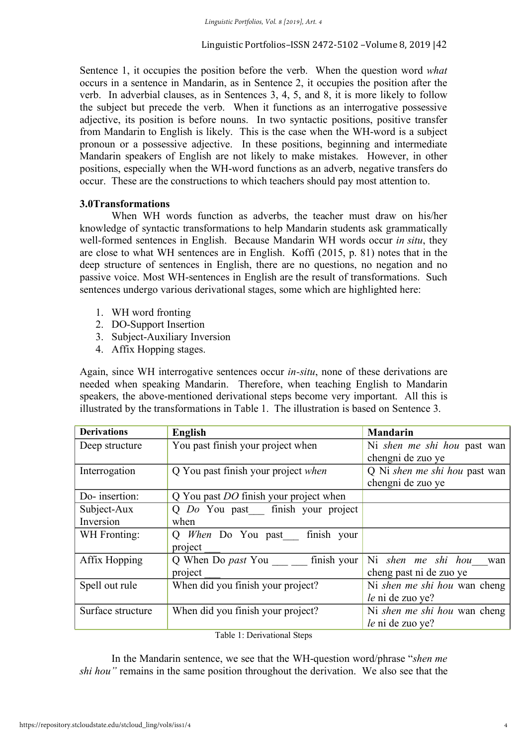Sentence 1, it occupies the position before the verb. When the question word *what* occurs in a sentence in Mandarin, as in Sentence 2, it occupies the position after the verb. In adverbial clauses, as in Sentences 3, 4, 5, and 8, it is more likely to follow the subject but precede the verb. When it functions as an interrogative possessive adjective, its position is before nouns. In two syntactic positions, positive transfer from Mandarin to English is likely. This is the case when the WH-word is a subject pronoun or a possessive adjective. In these positions, beginning and intermediate Mandarin speakers of English are not likely to make mistakes. However, in other positions, especially when the WH-word functions as an adverb, negative transfers do occur. These are the constructions to which teachers should pay most attention to.

### 3.0Transformations

When WH words function as adverbs, the teacher must draw on his/her knowledge of syntactic transformations to help Mandarin students ask grammatically well-formed sentences in English. Because Mandarin WH words occur *in situ*, they are close to what WH sentences are in English. Koffi (2015, p. 81) notes that in the deep structure of sentences in English, there are no questions, no negation and no passive voice. Most WH-sentences in English are the result of transformations. Such sentences undergo various derivational stages, some which are highlighted here:

1. WH word fronting
2. DO-Support Insertion
3. Subject-Auxiliary Inversion
4. Affix Hopping stages.

Again, since WH interrogative sentences occur *in-situ*, none of these derivations are needed when speaking Mandarin. Therefore, when teaching English to Mandarin speakers, the above-mentioned derivational steps become very important. All this is illustrated by the transformations in Table 1. The illustration is based on Sentence 3.

| Derivations | English | Mandarin |
|---|---|---|
| Deep structure | You past finish your project when | Ni *shen me shi hou* past wan chengni de zuo ye |
| Interrogation | Q You past finish your project *when* | Q Ni *shen me shi hou* past wan chengni de zuo ye |
| Do- insertion: | Q You past *DO* finish your project when | |
| Subject-Aux Inversion | Q *Do* You past___ finish your project when | |
| WH Fronting: | Q *When* Do You past___ finish your project ___ | |
| Affix Hopping | Q When Do *past* You ___ ___ finish your project ___ | Ni *shen me shi hou*___wan cheng past ni de zuo ye |
| Spell out rule | When did you finish your project? | Ni *shen me shi hou* wan cheng *le* ni de zuo ye? |
| Surface structure | When did you finish your project? | Ni *shen me shi hou* wan cheng *le* ni de zuo ye? |

Table 1: Derivational Steps

In the Mandarin sentence, we see that the WH-question word/phrase "*shen me shi hou"* remains in the same position throughout the derivation. We also see that the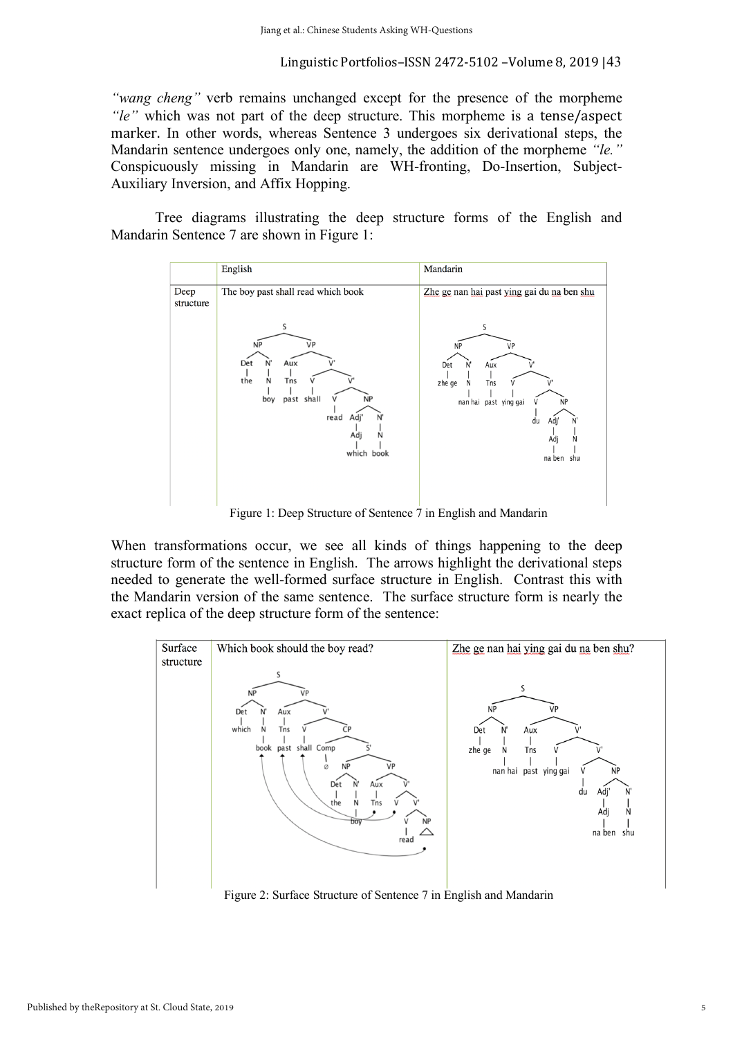*"wang cheng"* verb remains unchanged except for the presence of the morpheme *"le"* which was not part of the deep structure. This morpheme is a tense/aspect marker. In other words, whereas Sentence 3 undergoes six derivational steps, the Mandarin sentence undergoes only one, namely, the addition of the morpheme *"le."* Conspicuously missing in Mandarin are WH-fronting, Do-Insertion, Subject-Auxiliary Inversion, and Affix Hopping.

Tree diagrams illustrating the deep structure forms of the English and Mandarin Sentence 7 are shown in Figure 1:

| | English | Mandarin |
|---|---|---|
| Deep structure | The boy past shall read which book | Zhe ge nan hai past ying gai du na ben shu |

Figure 1: Deep Structure of Sentence 7 in English and Mandarin

When transformations occur, we see all kinds of things happening to the deep structure form of the sentence in English. The arrows highlight the derivational steps needed to generate the well-formed surface structure in English. Contrast this with the Mandarin version of the same sentence. The surface structure form is nearly the exact replica of the deep structure form of the sentence:

| | | |
|---|---|---|
| Surface structure | Which book should the boy read? | Zhe ge nan hai ying gai du na ben shu? |

Figure 2: Surface Structure of Sentence 7 in English and Mandarin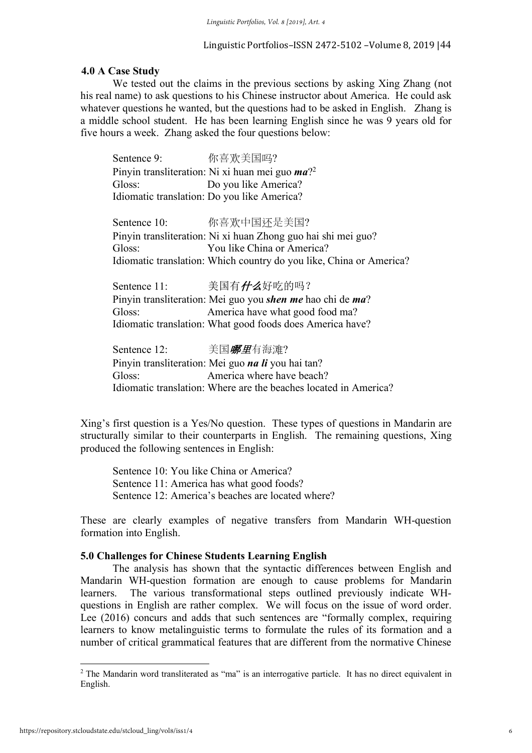### 4.0 A Case Study

We tested out the claims in the previous sections by asking Xing Zhang (not his real name) to ask questions to his Chinese instructor about America. He could ask whatever questions he wanted, but the questions had to be asked in English. Zhang is a middle school student. He has been learning English since he was 9 years old for five hours a week. Zhang asked the four questions below:

Sentence 9: 你喜欢美国吗?
Pinyin transliteration: Ni xi huan mei guo ***ma***?[2]
Gloss: Do you like America?
Idiomatic translation: Do you like America?

Sentence 10: 你喜欢中国还是美国?
Pinyin transliteration: Ni xi huan Zhong guo hai shi mei guo?
Gloss: You like China or America?
Idiomatic translation: Which country do you like, China or America?

Sentence 11: 美国有***什么***好吃的吗？
Pinyin transliteration: Mei guo you ***shen me*** hao chi de ***ma***?
Gloss: America have what good food ma?
Idiomatic translation: What good foods does America have?

Sentence 12: 美国***哪里***有海滩?
Pinyin transliteration: Mei guo ***na li*** you hai tan?
Gloss: America where have beach?
Idiomatic translation: Where are the beaches located in America?

Xing's first question is a Yes/No question. These types of questions in Mandarin are structurally similar to their counterparts in English. The remaining questions, Xing produced the following sentences in English:

Sentence 10: You like China or America?
Sentence 11: America has what good foods?
Sentence 12: America's beaches are located where?

These are clearly examples of negative transfers from Mandarin WH-question formation into English.

### 5.0 Challenges for Chinese Students Learning English

The analysis has shown that the syntactic differences between English and Mandarin WH-question formation are enough to cause problems for Mandarin learners. The various transformational steps outlined previously indicate WH-questions in English are rather complex. We will focus on the issue of word order. Lee (2016) concurs and adds that such sentences are "formally complex, requiring learners to know metalinguistic terms to formulate the rules of its formation and a number of critical grammatical features that are different from the normative Chinese

[2] The Mandarin word transliterated as "ma" is an interrogative particle. It has no direct equivalent in English.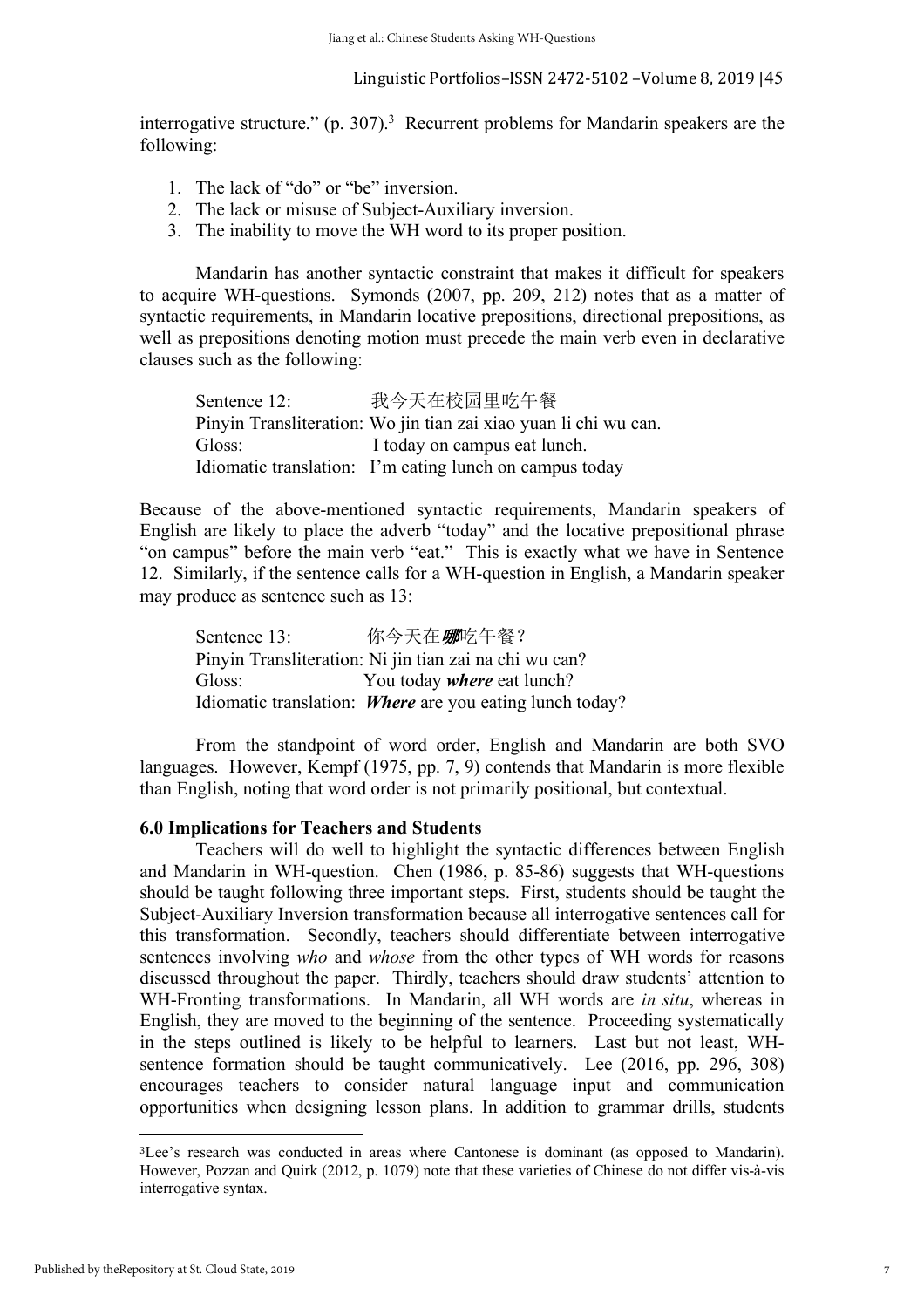interrogative structure." (p. 307).[3] Recurrent problems for Mandarin speakers are the following:

1. The lack of "do" or "be" inversion.
2. The lack or misuse of Subject-Auxiliary inversion.
3. The inability to move the WH word to its proper position.

Mandarin has another syntactic constraint that makes it difficult for speakers to acquire WH-questions. Symonds (2007, pp. 209, 212) notes that as a matter of syntactic requirements, in Mandarin locative prepositions, directional prepositions, as well as prepositions denoting motion must precede the main verb even in declarative clauses such as the following:

Sentence 12: 我今天在校园里吃午餐
Pinyin Transliteration: Wo jin tian zai xiao yuan li chi wu can.
Gloss: I today on campus eat lunch.
Idiomatic translation: I'm eating lunch on campus today

Because of the above-mentioned syntactic requirements, Mandarin speakers of English are likely to place the adverb "today" and the locative prepositional phrase "on campus" before the main verb "eat." This is exactly what we have in Sentence 12. Similarly, if the sentence calls for a WH-question in English, a Mandarin speaker may produce as sentence such as 13:

Sentence 13: 你今天在***哪***吃午餐？
Pinyin Transliteration: Ni jin tian zai na chi wu can?
Gloss: You today ***where*** eat lunch?
Idiomatic translation: ***Where*** are you eating lunch today?

From the standpoint of word order, English and Mandarin are both SVO languages. However, Kempf (1975, pp. 7, 9) contends that Mandarin is more flexible than English, noting that word order is not primarily positional, but contextual.

### 6.0 Implications for Teachers and Students

Teachers will do well to highlight the syntactic differences between English and Mandarin in WH-question. Chen (1986, p. 85-86) suggests that WH-questions should be taught following three important steps. First, students should be taught the Subject-Auxiliary Inversion transformation because all interrogative sentences call for this transformation. Secondly, teachers should differentiate between interrogative sentences involving *who* and *whose* from the other types of WH words for reasons discussed throughout the paper. Thirdly, teachers should draw students' attention to WH-Fronting transformations. In Mandarin, all WH words are *in situ*, whereas in English, they are moved to the beginning of the sentence. Proceeding systematically in the steps outlined is likely to be helpful to learners. Last but not least, WH-sentence formation should be taught communicatively. Lee (2016, pp. 296, 308) encourages teachers to consider natural language input and communication opportunities when designing lesson plans. In addition to grammar drills, students

---

[3] Lee's research was conducted in areas where Cantonese is dominant (as opposed to Mandarin). However, Pozzan and Quirk (2012, p. 1079) note that these varieties of Chinese do not differ vis-à-vis interrogative syntax.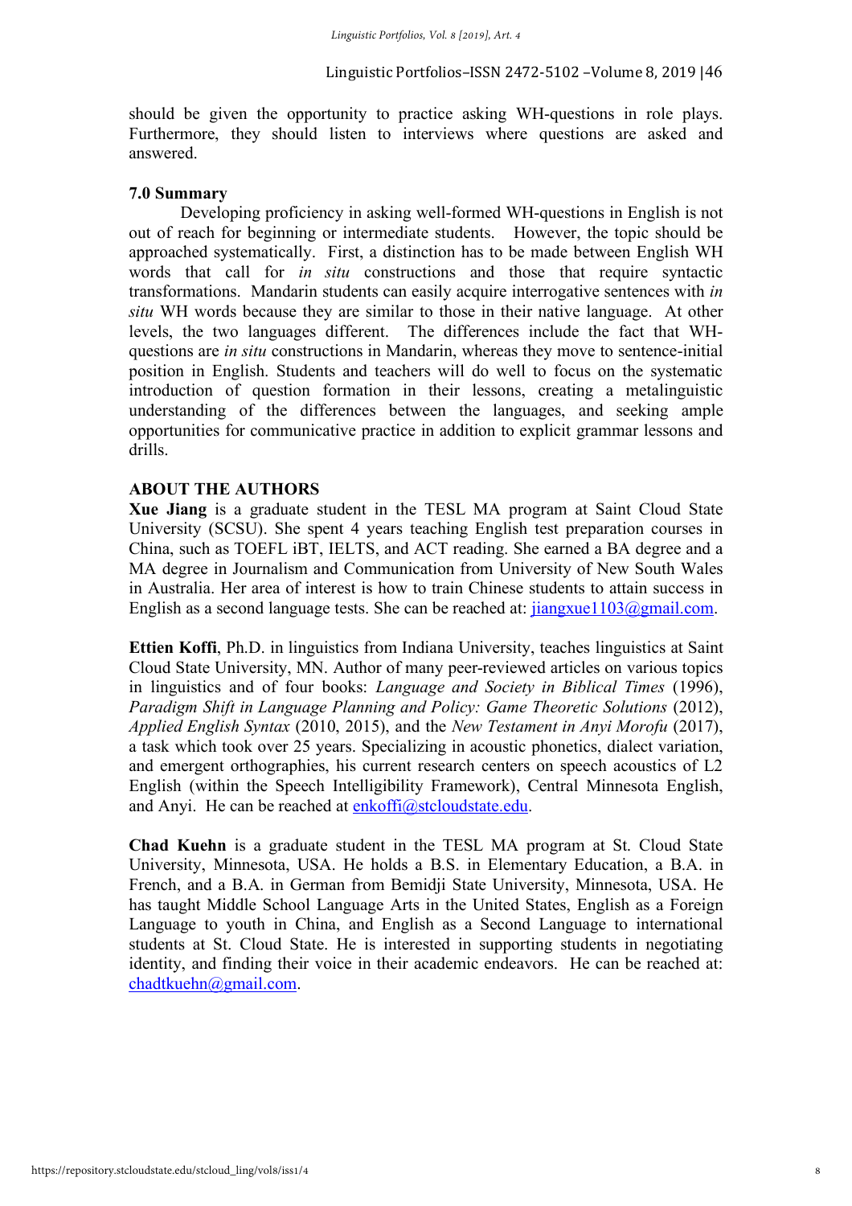should be given the opportunity to practice asking WH-questions in role plays. Furthermore, they should listen to interviews where questions are asked and answered.

**7.0 Summary**

Developing proficiency in asking well-formed WH-questions in English is not out of reach for beginning or intermediate students. However, the topic should be approached systematically. First, a distinction has to be made between English WH words that call for *in situ* constructions and those that require syntactic transformations. Mandarin students can easily acquire interrogative sentences with *in situ* WH words because they are similar to those in their native language. At other levels, the two languages different. The differences include the fact that WH-questions are *in situ* constructions in Mandarin, whereas they move to sentence-initial position in English. Students and teachers will do well to focus on the systematic introduction of question formation in their lessons, creating a metalinguistic understanding of the differences between the languages, and seeking ample opportunities for communicative practice in addition to explicit grammar lessons and drills.

**ABOUT THE AUTHORS**

**Xue Jiang** is a graduate student in the TESL MA program at Saint Cloud State University (SCSU). She spent 4 years teaching English test preparation courses in China, such as TOEFL iBT, IELTS, and ACT reading. She earned a BA degree and a MA degree in Journalism and Communication from University of New South Wales in Australia. Her area of interest is how to train Chinese students to attain success in English as a second language tests. She can be reached at: jiangxue1103@gmail.com.

**Ettien Koffi**, Ph.D. in linguistics from Indiana University, teaches linguistics at Saint Cloud State University, MN. Author of many peer-reviewed articles on various topics in linguistics and of four books: *Language and Society in Biblical Times* (1996), *Paradigm Shift in Language Planning and Policy: Game Theoretic Solutions* (2012), *Applied English Syntax* (2010, 2015), and the *New Testament in Anyi Morofu* (2017), a task which took over 25 years. Specializing in acoustic phonetics, dialect variation, and emergent orthographies, his current research centers on speech acoustics of L2 English (within the Speech Intelligibility Framework), Central Minnesota English, and Anyi. He can be reached at enkoffi@stcloudstate.edu.

**Chad Kuehn** is a graduate student in the TESL MA program at St. Cloud State University, Minnesota, USA. He holds a B.S. in Elementary Education, a B.A. in French, and a B.A. in German from Bemidji State University, Minnesota, USA. He has taught Middle School Language Arts in the United States, English as a Foreign Language to youth in China, and English as a Second Language to international students at St. Cloud State. He is interested in supporting students in negotiating identity, and finding their voice in their academic endeavors. He can be reached at: chadtkuehn@gmail.com.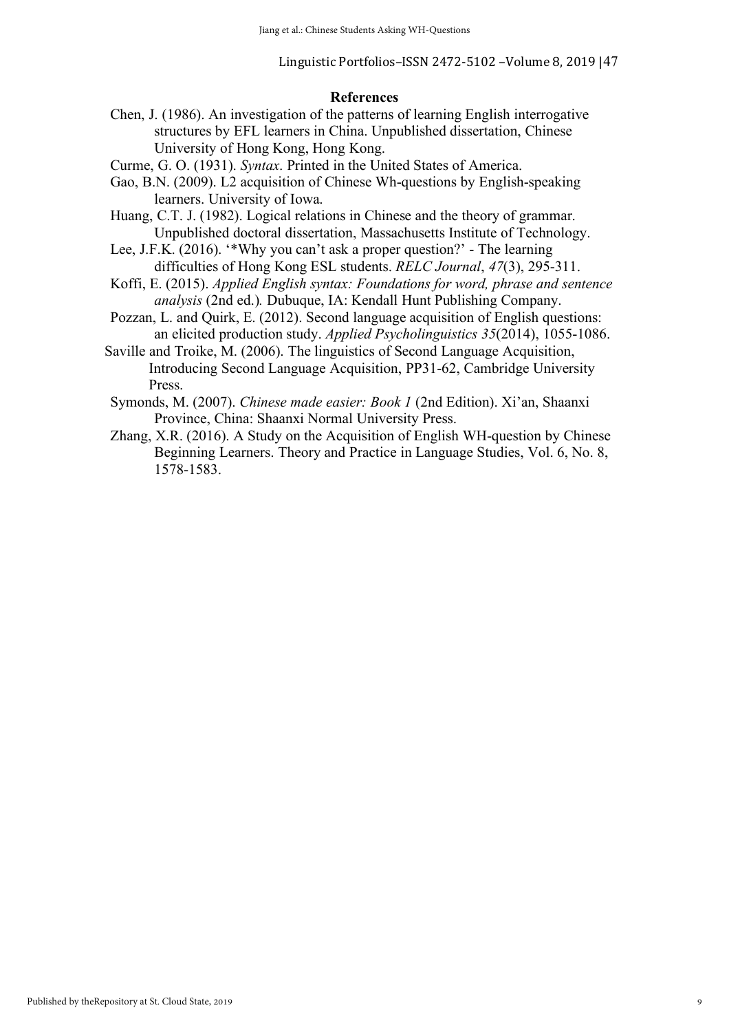## References

Chen, J. (1986). An investigation of the patterns of learning English interrogative structures by EFL learners in China. Unpublished dissertation, Chinese University of Hong Kong, Hong Kong.

Curme, G. O. (1931). *Syntax*. Printed in the United States of America.

Gao, B.N. (2009). L2 acquisition of Chinese Wh-questions by English-speaking learners. University of Iowa.

Huang, C.T. J. (1982). Logical relations in Chinese and the theory of grammar. Unpublished doctoral dissertation, Massachusetts Institute of Technology.

Lee, J.F.K. (2016). '*Why you can't ask a proper question?' - The learning difficulties of Hong Kong ESL students. *RELC Journal*, *47*(3), 295-311.

Koffi, E. (2015). *Applied English syntax: Foundations for word, phrase and sentence analysis* (2nd ed.)*.* Dubuque, IA: Kendall Hunt Publishing Company.

Pozzan, L. and Quirk, E. (2012). Second language acquisition of English questions: an elicited production study. *Applied Psycholinguistics 35*(2014), 1055-1086.

Saville and Troike, M. (2006). The linguistics of Second Language Acquisition, Introducing Second Language Acquisition, PP31-62, Cambridge University Press.

Symonds, M. (2007). *Chinese made easier: Book 1* (2nd Edition). Xi'an, Shaanxi Province, China: Shaanxi Normal University Press.

Zhang, X.R. (2016). A Study on the Acquisition of English WH-question by Chinese Beginning Learners. Theory and Practice in Language Studies, Vol. 6, No. 8, 1578-1583.